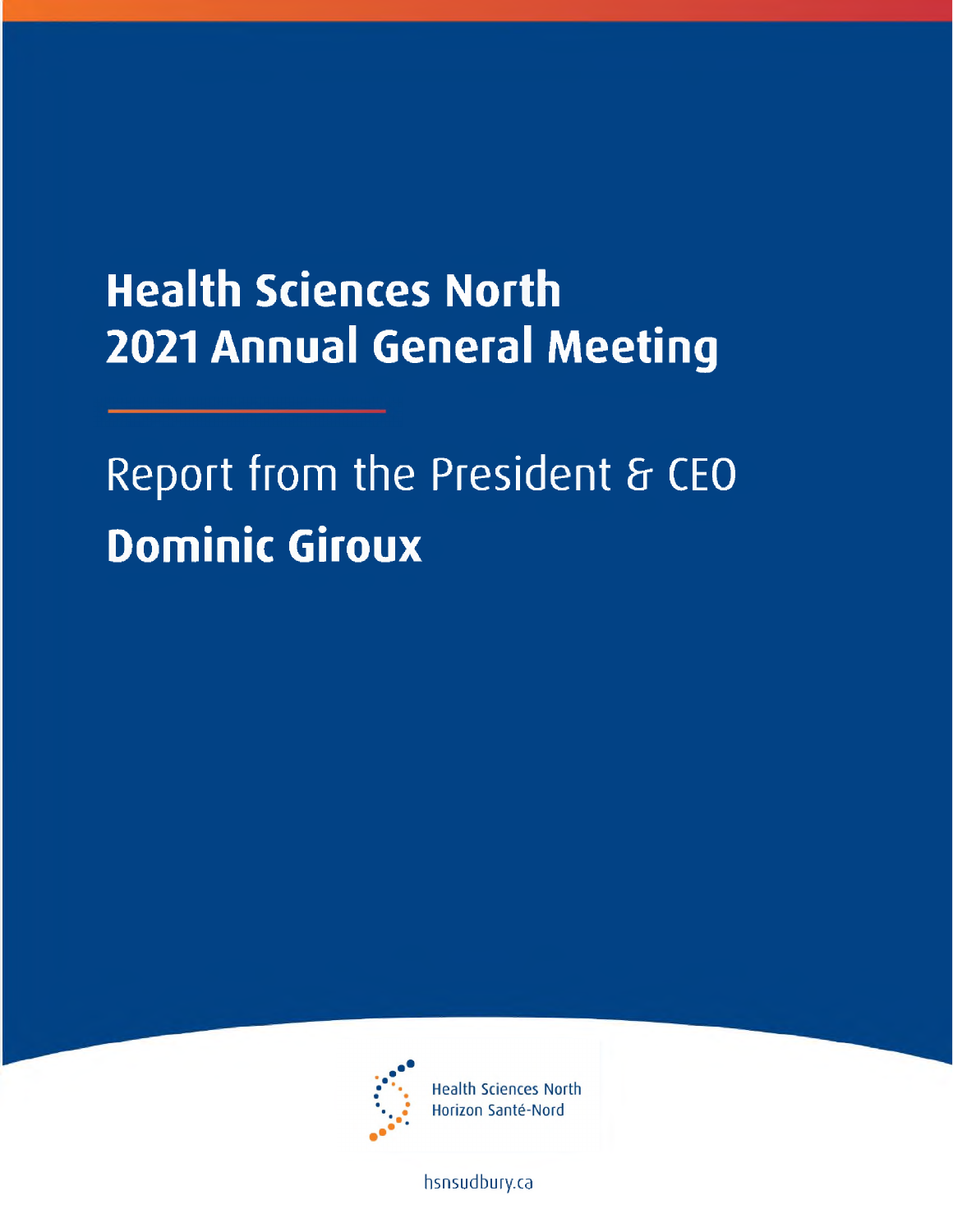# Health Sciences North
# 2021 Annual General Meeting

## Report from the President & CEO
## **Dominic Giroux**

Health Sciences North
Horizon Santé-Nord

hsnsudbury.ca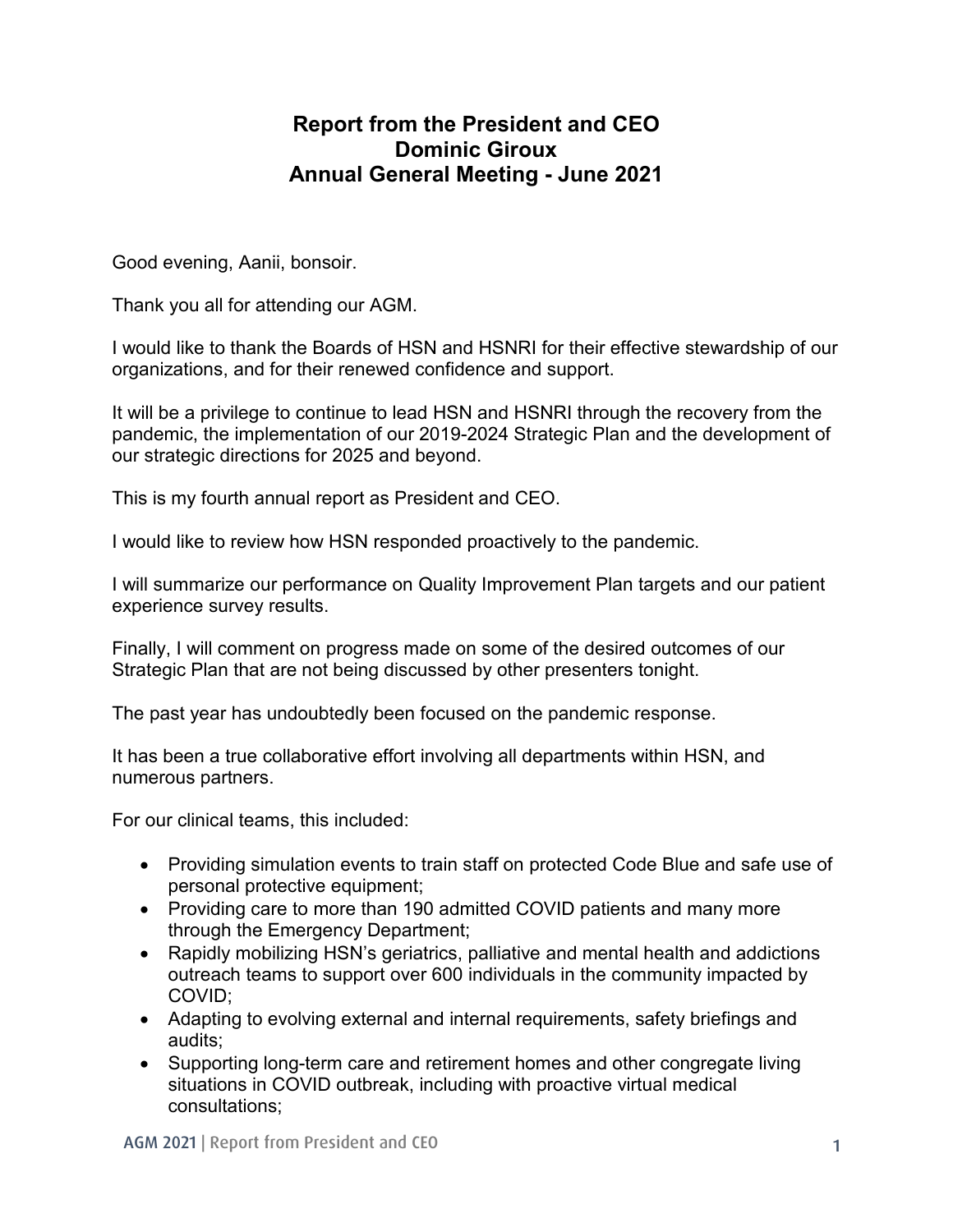# Report from the President and CEO
# Dominic Giroux
# Annual General Meeting - June 2021

Good evening, Aanii, bonsoir.

Thank you all for attending our AGM.

I would like to thank the Boards of HSN and HSNRI for their effective stewardship of our organizations, and for their renewed confidence and support.

It will be a privilege to continue to lead HSN and HSNRI through the recovery from the pandemic, the implementation of our 2019-2024 Strategic Plan and the development of our strategic directions for 2025 and beyond.

This is my fourth annual report as President and CEO.

I would like to review how HSN responded proactively to the pandemic.

I will summarize our performance on Quality Improvement Plan targets and our patient experience survey results.

Finally, I will comment on progress made on some of the desired outcomes of our Strategic Plan that are not being discussed by other presenters tonight.

The past year has undoubtedly been focused on the pandemic response.

It has been a true collaborative effort involving all departments within HSN, and numerous partners.

For our clinical teams, this included:

- Providing simulation events to train staff on protected Code Blue and safe use of personal protective equipment;
- Providing care to more than 190 admitted COVID patients and many more through the Emergency Department;
- Rapidly mobilizing HSN's geriatrics, palliative and mental health and addictions outreach teams to support over 600 individuals in the community impacted by COVID;
- Adapting to evolving external and internal requirements, safety briefings and audits;
- Supporting long-term care and retirement homes and other congregate living situations in COVID outbreak, including with proactive virtual medical consultations;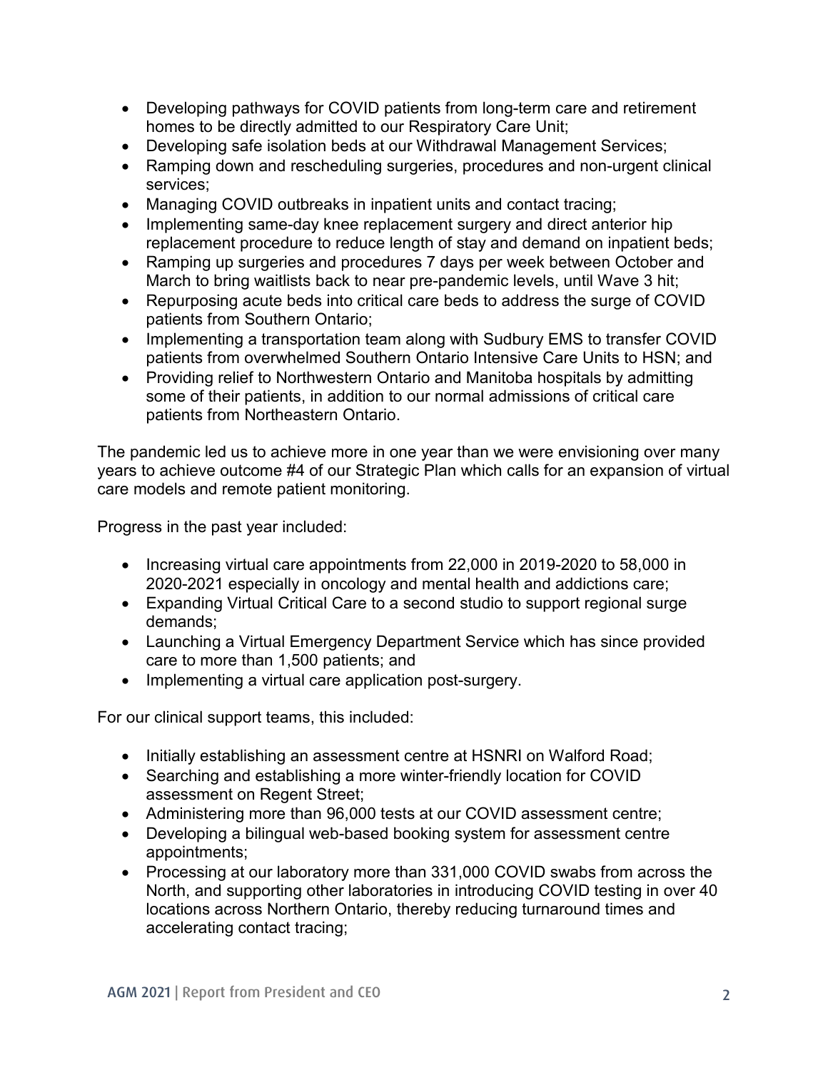- Developing pathways for COVID patients from long-term care and retirement homes to be directly admitted to our Respiratory Care Unit;
- Developing safe isolation beds at our Withdrawal Management Services;
- Ramping down and rescheduling surgeries, procedures and non-urgent clinical services;
- Managing COVID outbreaks in inpatient units and contact tracing;
- Implementing same-day knee replacement surgery and direct anterior hip replacement procedure to reduce length of stay and demand on inpatient beds;
- Ramping up surgeries and procedures 7 days per week between October and March to bring waitlists back to near pre-pandemic levels, until Wave 3 hit;
- Repurposing acute beds into critical care beds to address the surge of COVID patients from Southern Ontario;
- Implementing a transportation team along with Sudbury EMS to transfer COVID patients from overwhelmed Southern Ontario Intensive Care Units to HSN; and
- Providing relief to Northwestern Ontario and Manitoba hospitals by admitting some of their patients, in addition to our normal admissions of critical care patients from Northeastern Ontario.

The pandemic led us to achieve more in one year than we were envisioning over many years to achieve outcome #4 of our Strategic Plan which calls for an expansion of virtual care models and remote patient monitoring.

Progress in the past year included:

- Increasing virtual care appointments from 22,000 in 2019-2020 to 58,000 in 2020-2021 especially in oncology and mental health and addictions care;
- Expanding Virtual Critical Care to a second studio to support regional surge demands;
- Launching a Virtual Emergency Department Service which has since provided care to more than 1,500 patients; and
- Implementing a virtual care application post-surgery.

For our clinical support teams, this included:

- Initially establishing an assessment centre at HSNRI on Walford Road;
- Searching and establishing a more winter-friendly location for COVID assessment on Regent Street;
- Administering more than 96,000 tests at our COVID assessment centre;
- Developing a bilingual web-based booking system for assessment centre appointments;
- Processing at our laboratory more than 331,000 COVID swabs from across the North, and supporting other laboratories in introducing COVID testing in over 40 locations across Northern Ontario, thereby reducing turnaround times and accelerating contact tracing;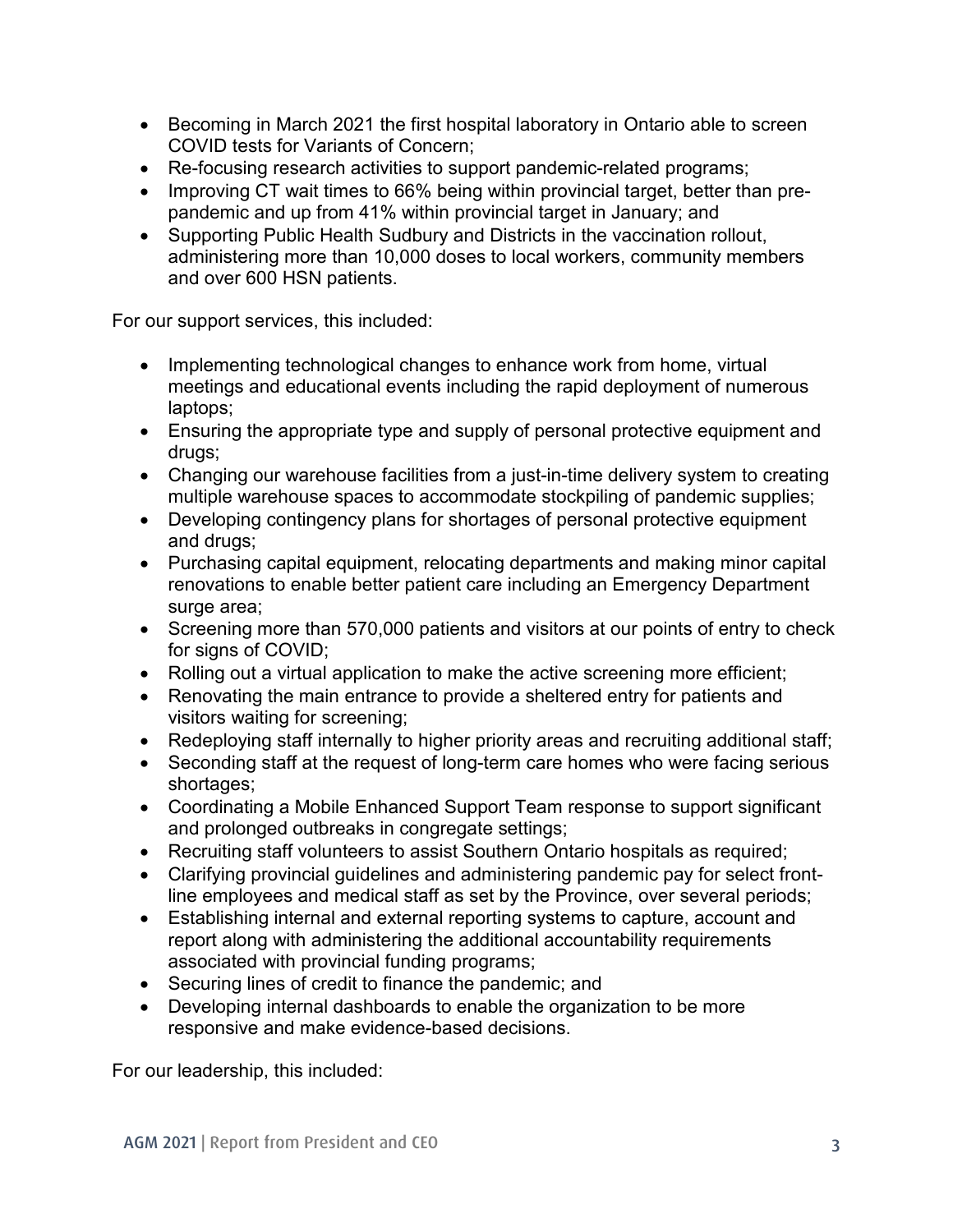- Becoming in March 2021 the first hospital laboratory in Ontario able to screen COVID tests for Variants of Concern;
- Re-focusing research activities to support pandemic-related programs;
- Improving CT wait times to 66% being within provincial target, better than pre-pandemic and up from 41% within provincial target in January; and
- Supporting Public Health Sudbury and Districts in the vaccination rollout, administering more than 10,000 doses to local workers, community members and over 600 HSN patients.

For our support services, this included:

- Implementing technological changes to enhance work from home, virtual meetings and educational events including the rapid deployment of numerous laptops;
- Ensuring the appropriate type and supply of personal protective equipment and drugs;
- Changing our warehouse facilities from a just-in-time delivery system to creating multiple warehouse spaces to accommodate stockpiling of pandemic supplies;
- Developing contingency plans for shortages of personal protective equipment and drugs;
- Purchasing capital equipment, relocating departments and making minor capital renovations to enable better patient care including an Emergency Department surge area;
- Screening more than 570,000 patients and visitors at our points of entry to check for signs of COVID;
- Rolling out a virtual application to make the active screening more efficient;
- Renovating the main entrance to provide a sheltered entry for patients and visitors waiting for screening;
- Redeploying staff internally to higher priority areas and recruiting additional staff;
- Seconding staff at the request of long-term care homes who were facing serious shortages;
- Coordinating a Mobile Enhanced Support Team response to support significant and prolonged outbreaks in congregate settings;
- Recruiting staff volunteers to assist Southern Ontario hospitals as required;
- Clarifying provincial guidelines and administering pandemic pay for select front-line employees and medical staff as set by the Province, over several periods;
- Establishing internal and external reporting systems to capture, account and report along with administering the additional accountability requirements associated with provincial funding programs;
- Securing lines of credit to finance the pandemic; and
- Developing internal dashboards to enable the organization to be more responsive and make evidence-based decisions.

For our leadership, this included: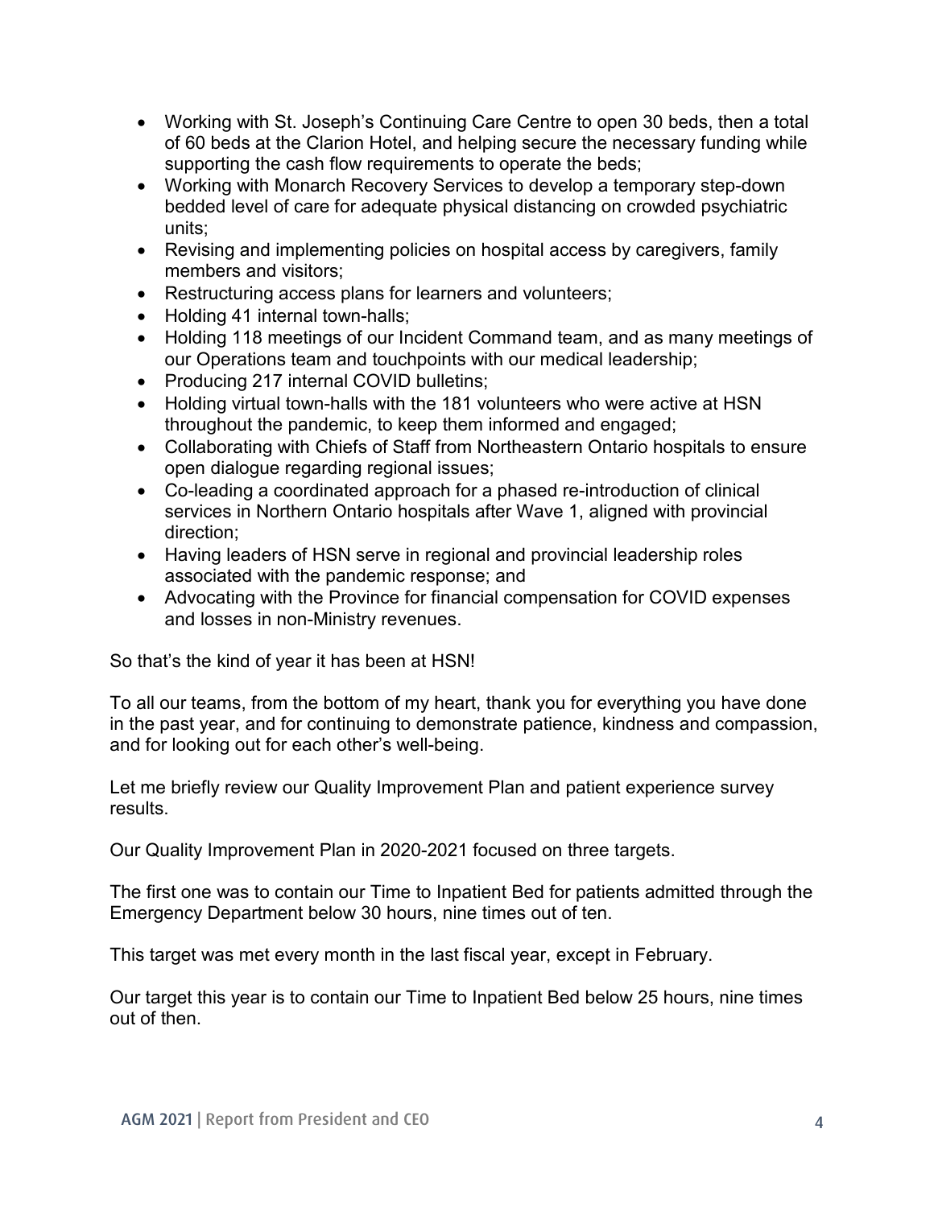- Working with St. Joseph's Continuing Care Centre to open 30 beds, then a total of 60 beds at the Clarion Hotel, and helping secure the necessary funding while supporting the cash flow requirements to operate the beds;
- Working with Monarch Recovery Services to develop a temporary step-down bedded level of care for adequate physical distancing on crowded psychiatric units;
- Revising and implementing policies on hospital access by caregivers, family members and visitors;
- Restructuring access plans for learners and volunteers;
- Holding 41 internal town-halls;
- Holding 118 meetings of our Incident Command team, and as many meetings of our Operations team and touchpoints with our medical leadership;
- Producing 217 internal COVID bulletins;
- Holding virtual town-halls with the 181 volunteers who were active at HSN throughout the pandemic, to keep them informed and engaged;
- Collaborating with Chiefs of Staff from Northeastern Ontario hospitals to ensure open dialogue regarding regional issues;
- Co-leading a coordinated approach for a phased re-introduction of clinical services in Northern Ontario hospitals after Wave 1, aligned with provincial direction;
- Having leaders of HSN serve in regional and provincial leadership roles associated with the pandemic response; and
- Advocating with the Province for financial compensation for COVID expenses and losses in non-Ministry revenues.

So that's the kind of year it has been at HSN!

To all our teams, from the bottom of my heart, thank you for everything you have done in the past year, and for continuing to demonstrate patience, kindness and compassion, and for looking out for each other's well-being.

Let me briefly review our Quality Improvement Plan and patient experience survey results.

Our Quality Improvement Plan in 2020-2021 focused on three targets.

The first one was to contain our Time to Inpatient Bed for patients admitted through the Emergency Department below 30 hours, nine times out of ten.

This target was met every month in the last fiscal year, except in February.

Our target this year is to contain our Time to Inpatient Bed below 25 hours, nine times out of then.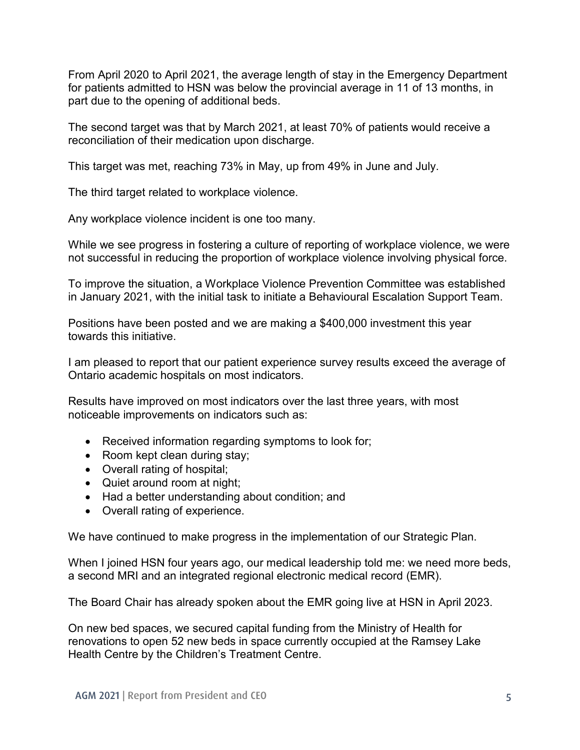From April 2020 to April 2021, the average length of stay in the Emergency Department for patients admitted to HSN was below the provincial average in 11 of 13 months, in part due to the opening of additional beds.

The second target was that by March 2021, at least 70% of patients would receive a reconciliation of their medication upon discharge.

This target was met, reaching 73% in May, up from 49% in June and July.

The third target related to workplace violence.

Any workplace violence incident is one too many.

While we see progress in fostering a culture of reporting of workplace violence, we were not successful in reducing the proportion of workplace violence involving physical force.

To improve the situation, a Workplace Violence Prevention Committee was established in January 2021, with the initial task to initiate a Behavioural Escalation Support Team.

Positions have been posted and we are making a $400,000 investment this year towards this initiative.

I am pleased to report that our patient experience survey results exceed the average of Ontario academic hospitals on most indicators.

Results have improved on most indicators over the last three years, with most noticeable improvements on indicators such as:

- Received information regarding symptoms to look for;
- Room kept clean during stay;
- Overall rating of hospital;
- Quiet around room at night;
- Had a better understanding about condition; and
- Overall rating of experience.

We have continued to make progress in the implementation of our Strategic Plan.

When I joined HSN four years ago, our medical leadership told me: we need more beds, a second MRI and an integrated regional electronic medical record (EMR).

The Board Chair has already spoken about the EMR going live at HSN in April 2023.

On new bed spaces, we secured capital funding from the Ministry of Health for renovations to open 52 new beds in space currently occupied at the Ramsey Lake Health Centre by the Children's Treatment Centre.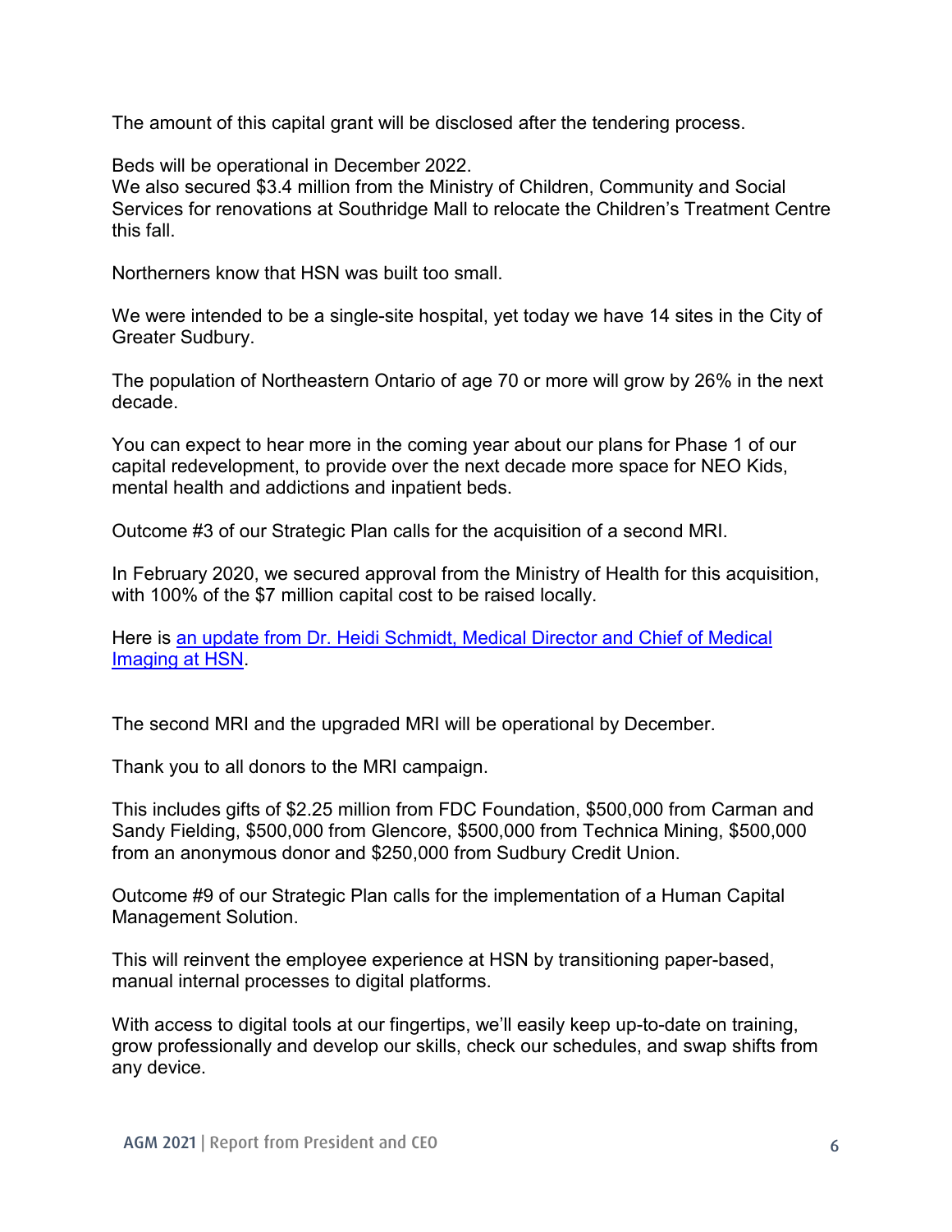The amount of this capital grant will be disclosed after the tendering process.

Beds will be operational in December 2022.
We also secured $3.4 million from the Ministry of Children, Community and Social Services for renovations at Southridge Mall to relocate the Children's Treatment Centre this fall.

Northerners know that HSN was built too small.

We were intended to be a single-site hospital, yet today we have 14 sites in the City of Greater Sudbury.

The population of Northeastern Ontario of age 70 or more will grow by 26% in the next decade.

You can expect to hear more in the coming year about our plans for Phase 1 of our capital redevelopment, to provide over the next decade more space for NEO Kids, mental health and addictions and inpatient beds.

Outcome #3 of our Strategic Plan calls for the acquisition of a second MRI.

In February 2020, we secured approval from the Ministry of Health for this acquisition, with 100% of the $7 million capital cost to be raised locally.

Here is an update from Dr. Heidi Schmidt, Medical Director and Chief of Medical Imaging at HSN.

The second MRI and the upgraded MRI will be operational by December.

Thank you to all donors to the MRI campaign.

This includes gifts of $2.25 million from FDC Foundation, $500,000 from Carman and Sandy Fielding, $500,000 from Glencore, $500,000 from Technica Mining, $500,000 from an anonymous donor and $250,000 from Sudbury Credit Union.

Outcome #9 of our Strategic Plan calls for the implementation of a Human Capital Management Solution.

This will reinvent the employee experience at HSN by transitioning paper-based, manual internal processes to digital platforms.

With access to digital tools at our fingertips, we'll easily keep up-to-date on training, grow professionally and develop our skills, check our schedules, and swap shifts from any device.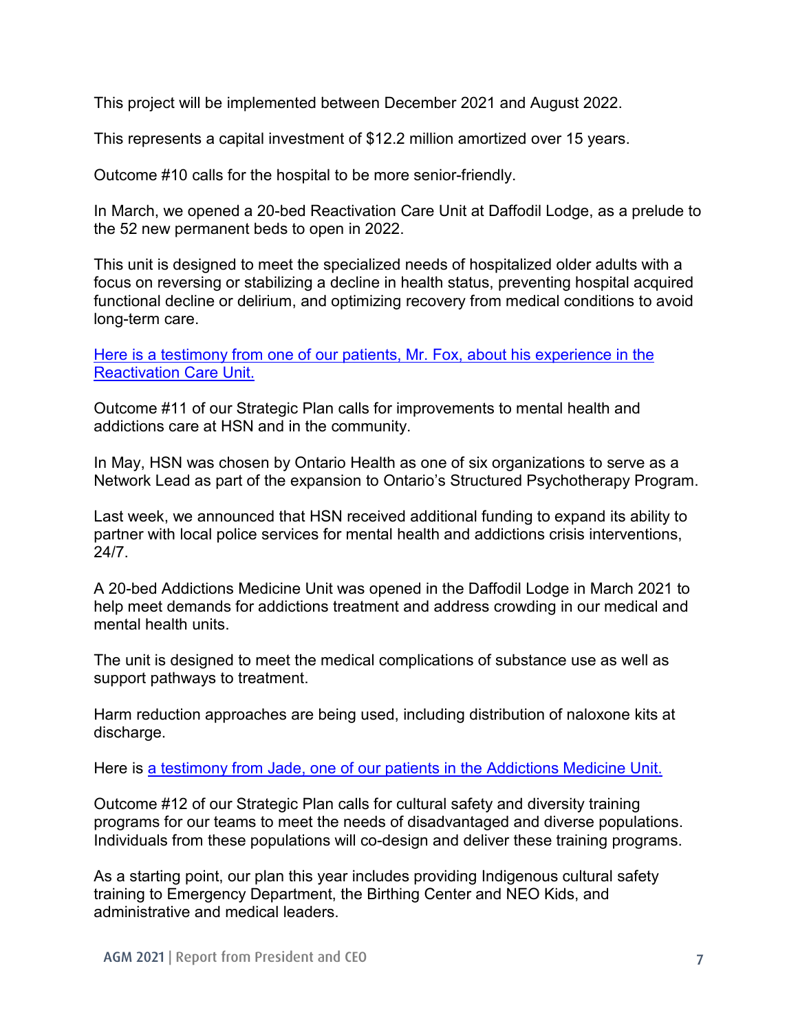This project will be implemented between December 2021 and August 2022.

This represents a capital investment of $12.2 million amortized over 15 years.

Outcome #10 calls for the hospital to be more senior-friendly.

In March, we opened a 20-bed Reactivation Care Unit at Daffodil Lodge, as a prelude to the 52 new permanent beds to open in 2022.

This unit is designed to meet the specialized needs of hospitalized older adults with a focus on reversing or stabilizing a decline in health status, preventing hospital acquired functional decline or delirium, and optimizing recovery from medical conditions to avoid long-term care.

Here is a testimony from one of our patients, Mr. Fox, about his experience in the Reactivation Care Unit.

Outcome #11 of our Strategic Plan calls for improvements to mental health and addictions care at HSN and in the community.

In May, HSN was chosen by Ontario Health as one of six organizations to serve as a Network Lead as part of the expansion to Ontario's Structured Psychotherapy Program.

Last week, we announced that HSN received additional funding to expand its ability to partner with local police services for mental health and addictions crisis interventions, 24/7.

A 20-bed Addictions Medicine Unit was opened in the Daffodil Lodge in March 2021 to help meet demands for addictions treatment and address crowding in our medical and mental health units.

The unit is designed to meet the medical complications of substance use as well as support pathways to treatment.

Harm reduction approaches are being used, including distribution of naloxone kits at discharge.

Here is a testimony from Jade, one of our patients in the Addictions Medicine Unit.

Outcome #12 of our Strategic Plan calls for cultural safety and diversity training programs for our teams to meet the needs of disadvantaged and diverse populations. Individuals from these populations will co-design and deliver these training programs.

As a starting point, our plan this year includes providing Indigenous cultural safety training to Emergency Department, the Birthing Center and NEO Kids, and administrative and medical leaders.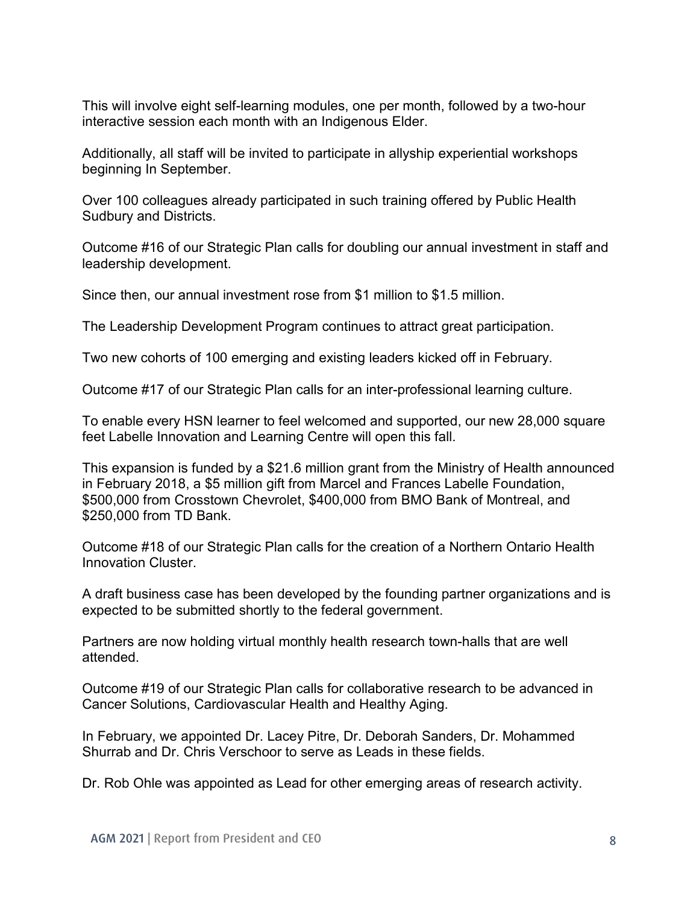This will involve eight self-learning modules, one per month, followed by a two-hour interactive session each month with an Indigenous Elder.

Additionally, all staff will be invited to participate in allyship experiential workshops beginning In September.

Over 100 colleagues already participated in such training offered by Public Health Sudbury and Districts.

Outcome #16 of our Strategic Plan calls for doubling our annual investment in staff and leadership development.

Since then, our annual investment rose from $1 million to $1.5 million.

The Leadership Development Program continues to attract great participation.

Two new cohorts of 100 emerging and existing leaders kicked off in February.

Outcome #17 of our Strategic Plan calls for an inter-professional learning culture.

To enable every HSN learner to feel welcomed and supported, our new 28,000 square feet Labelle Innovation and Learning Centre will open this fall.

This expansion is funded by a $21.6 million grant from the Ministry of Health announced in February 2018, a $5 million gift from Marcel and Frances Labelle Foundation, $500,000 from Crosstown Chevrolet, $400,000 from BMO Bank of Montreal, and $250,000 from TD Bank.

Outcome #18 of our Strategic Plan calls for the creation of a Northern Ontario Health Innovation Cluster.

A draft business case has been developed by the founding partner organizations and is expected to be submitted shortly to the federal government.

Partners are now holding virtual monthly health research town-halls that are well attended.

Outcome #19 of our Strategic Plan calls for collaborative research to be advanced in Cancer Solutions, Cardiovascular Health and Healthy Aging.

In February, we appointed Dr. Lacey Pitre, Dr. Deborah Sanders, Dr. Mohammed Shurrab and Dr. Chris Verschoor to serve as Leads in these fields.

Dr. Rob Ohle was appointed as Lead for other emerging areas of research activity.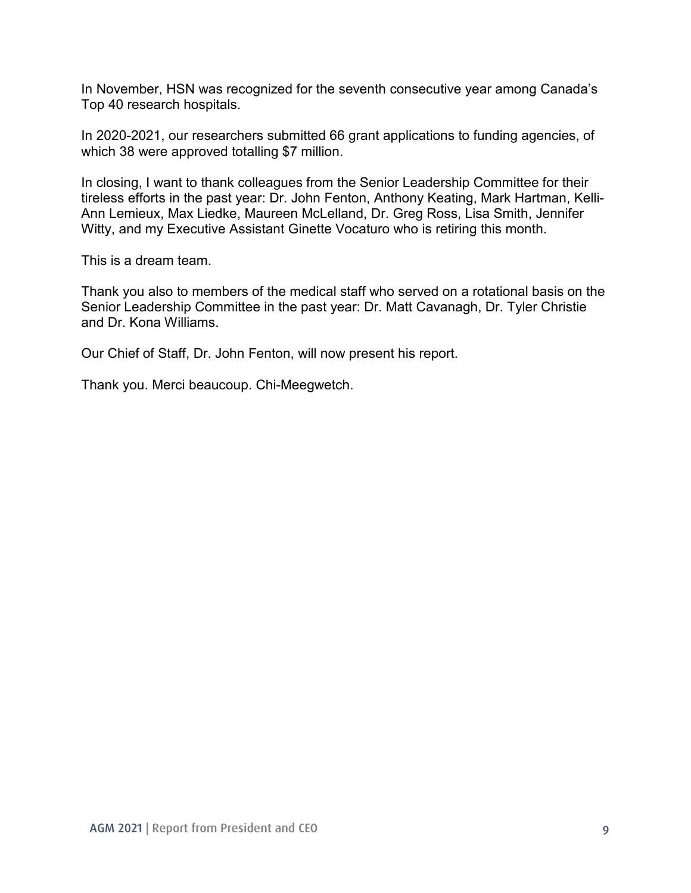In November, HSN was recognized for the seventh consecutive year among Canada's Top 40 research hospitals.

In 2020-2021, our researchers submitted 66 grant applications to funding agencies, of which 38 were approved totalling $7 million.

In closing, I want to thank colleagues from the Senior Leadership Committee for their tireless efforts in the past year: Dr. John Fenton, Anthony Keating, Mark Hartman, Kelli-Ann Lemieux, Max Liedke, Maureen McLelland, Dr. Greg Ross, Lisa Smith, Jennifer Witty, and my Executive Assistant Ginette Vocaturo who is retiring this month.

This is a dream team.

Thank you also to members of the medical staff who served on a rotational basis on the Senior Leadership Committee in the past year: Dr. Matt Cavanagh, Dr. Tyler Christie and Dr. Kona Williams.

Our Chief of Staff, Dr. John Fenton, will now present his report.

Thank you. Merci beaucoup. Chi-Meegwetch.